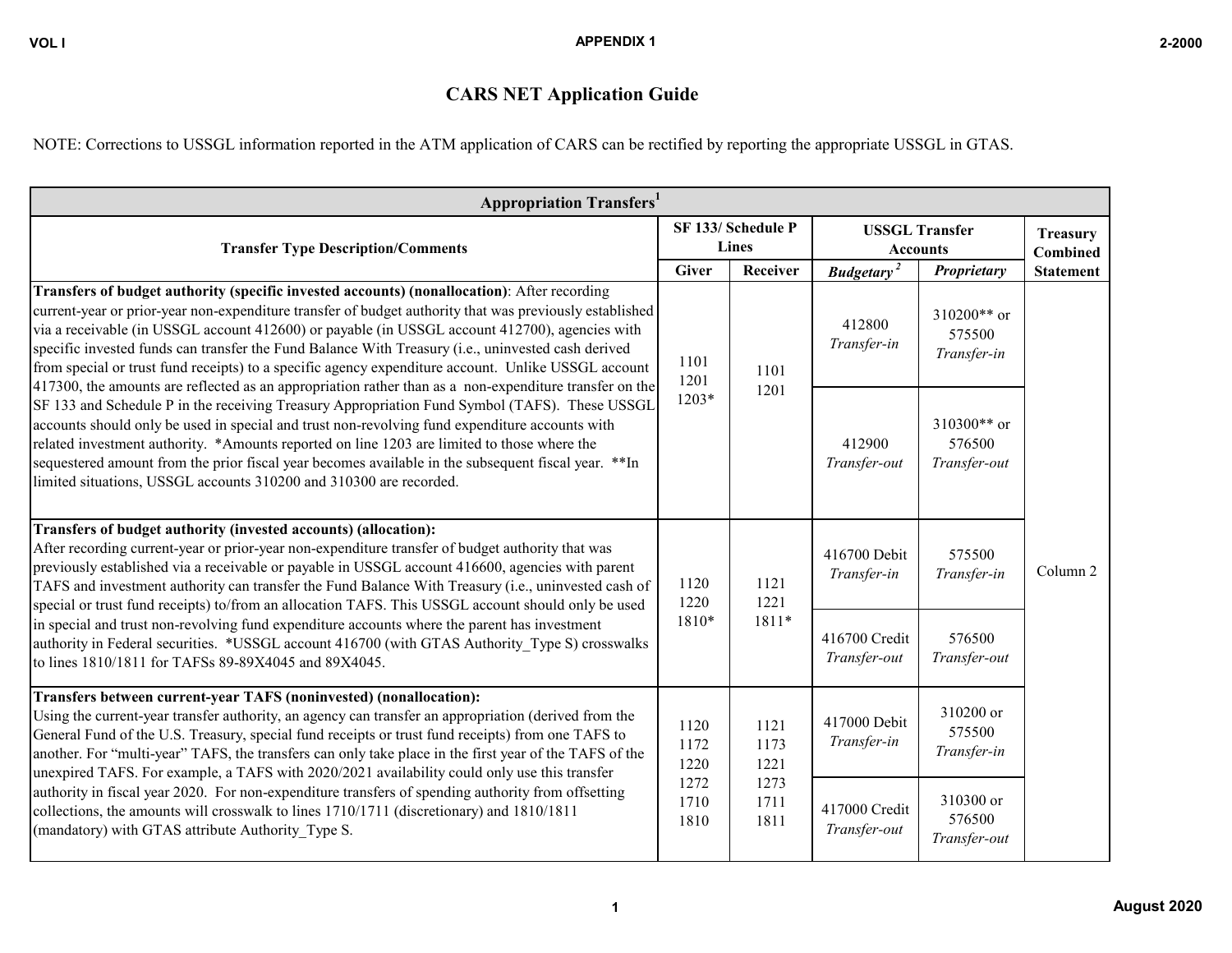# CARS NET Application Guide

NOTE: Corrections to USSGL information reported in the ATM application of CARS can be rectified by reporting the appropriate USSGL in GTAS.

| Appropriation Transfers[1] | | | | | |
|---|---|---|---|---|---|
| **Transfer Type Description/Comments** | **SF 133/ Schedule P Lines** | | **USSGL Transfer Accounts** | | **Treasury Combined Statement** |
| | **Giver** | **Receiver** | ***Budgetary*** [2] | ***Proprietary*** | |
| **Transfers of budget authority (specific invested accounts) (nonallocation)**: After recording current-year or prior-year non-expenditure transfer of budget authority that was previously established via a receivable (in USSGL account 412600) or payable (in USSGL account 412700), agencies with specific invested funds can transfer the Fund Balance With Treasury (i.e., uninvested cash derived from special or trust fund receipts) to a specific agency expenditure account. Unlike USSGL account 417300, the amounts are reflected as an appropriation rather than as a non-expenditure transfer on the SF 133 and Schedule P in the receiving Treasury Appropriation Fund Symbol (TAFS). These USSGL accounts should only be used in special and trust non-revolving fund expenditure accounts with related investment authority. *Amounts reported on line 1203 are limited to those where the sequestered amount from the prior fiscal year becomes available in the subsequent fiscal year. **In limited situations, USSGL accounts 310200 and 310300 are recorded. | 1101 1201 1203* | 1101 1201 | 412800 *Transfer-in* | 310200** or 575500 *Transfer-in* | Column 2 |
| | | | 412900 *Transfer-out* | 310300** or 576500 *Transfer-out* | |
| **Transfers of budget authority (invested accounts) (allocation):** After recording current-year or prior-year non-expenditure transfer of budget authority that was previously established via a receivable or payable in USSGL account 416600, agencies with parent TAFS and investment authority can transfer the Fund Balance With Treasury (i.e., uninvested cash of special or trust fund receipts) to/from an allocation TAFS. This USSGL account should only be used in special and trust non-revolving fund expenditure accounts where the parent has investment authority in Federal securities. *USSGL account 416700 (with GTAS Authority_Type S) crosswalks to lines 1810/1811 for TAFSs 89-89X4045 and 89X4045. | 1120 1220 1810* | 1121 1221 1811* | 416700 Debit *Transfer-in* | 575500 *Transfer-in* | |
| | | | 416700 Credit *Transfer-out* | 576500 *Transfer-out* | |
| **Transfers between current-year TAFS (noninvested) (nonallocation):** Using the current-year transfer authority, an agency can transfer an appropriation (derived from the General Fund of the U.S. Treasury, special fund receipts or trust fund receipts) from one TAFS to another. For "multi-year" TAFS, the transfers can only take place in the first year of the TAFS of the unexpired TAFS. For example, a TAFS with 2020/2021 availability could only use this transfer authority in fiscal year 2020. For non-expenditure transfers of spending authority from offsetting collections, the amounts will crosswalk to lines 1710/1711 (discretionary) and 1810/1811 (mandatory) with GTAS attribute Authority_Type S. | 1120 1172 1220 1272 1710 1810 | 1121 1173 1221 1273 1711 1811 | 417000 Debit *Transfer-in* | 310200 or 575500 *Transfer-in* | |
| | | | 417000 Credit *Transfer-out* | 310300 or 576500 *Transfer-out* | |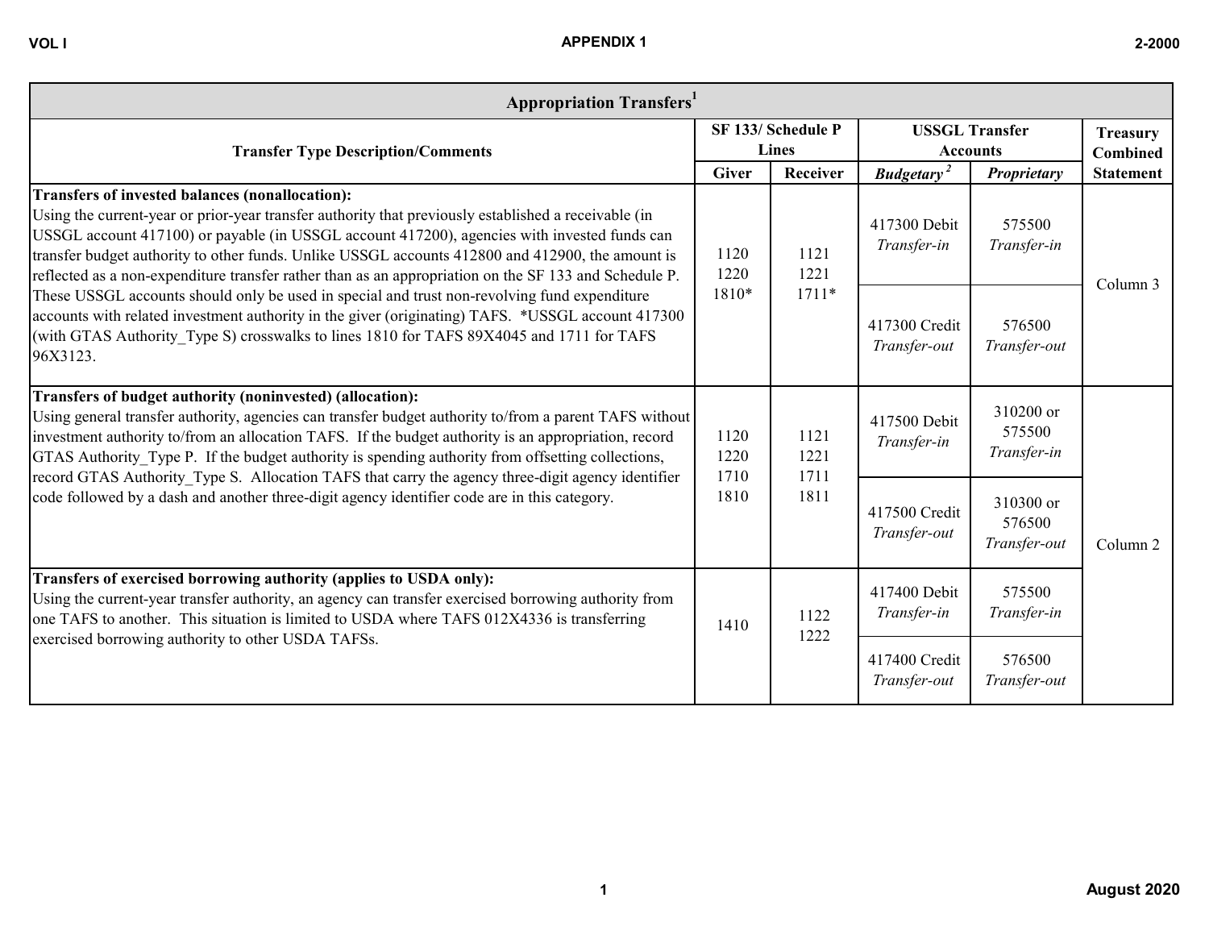## Appropriation Transfers[1]

| Transfer Type Description/Comments | SF 133/ Schedule P Lines | | USSGL Transfer Accounts | | Treasury Combined Statement |
|---|---|---|---|---|---|
| | **Giver** | **Receiver** | ***Budgetary*** [2] | ***Proprietary*** | |
| **Transfers of invested balances (nonallocation):** Using the current-year or prior-year transfer authority that previously established a receivable (in USSGL account 417100) or payable (in USSGL account 417200), agencies with invested funds can transfer budget authority to other funds. Unlike USSGL accounts 412800 and 412900, the amount is reflected as a non-expenditure transfer rather than as an appropriation on the SF 133 and Schedule P. These USSGL accounts should only be used in special and trust non-revolving fund expenditure accounts with related investment authority in the giver (originating) TAFS. *USSGL account 417300 (with GTAS Authority_Type S) crosswalks to lines 1810 for TAFS 89X4045 and 1711 for TAFS 96X3123. | 1120<br>1220<br>1810* | 1121<br>1221<br>1711* | 417300 Debit *Transfer-in* | 575500 *Transfer-in* | Column 3 |
| | | | 417300 Credit *Transfer-out* | 576500 *Transfer-out* | |
| **Transfers of budget authority (noninvested) (allocation):** Using general transfer authority, agencies can transfer budget authority to/from a parent TAFS without investment authority to/from an allocation TAFS. If the budget authority is an appropriation, record GTAS Authority_Type P. If the budget authority is spending authority from offsetting collections, record GTAS Authority_Type S. Allocation TAFS that carry the agency three-digit agency identifier code followed by a dash and another three-digit agency identifier code are in this category. | 1120<br>1220<br>1710<br>1810 | 1121<br>1221<br>1711<br>1811 | 417500 Debit *Transfer-in* | 310200 or 575500 *Transfer-in* | Column 2 |
| | | | 417500 Credit *Transfer-out* | 310300 or 576500 *Transfer-out* | |
| **Transfers of exercised borrowing authority (applies to USDA only):** Using the current-year transfer authority, an agency can transfer exercised borrowing authority from one TAFS to another. This situation is limited to USDA where TAFS 012X4336 is transferring exercised borrowing authority to other USDA TAFSs. | 1410 | 1122<br>1222 | 417400 Debit *Transfer-in* | 575500 *Transfer-in* | |
| | | | 417400 Credit *Transfer-out* | 576500 *Transfer-out* | |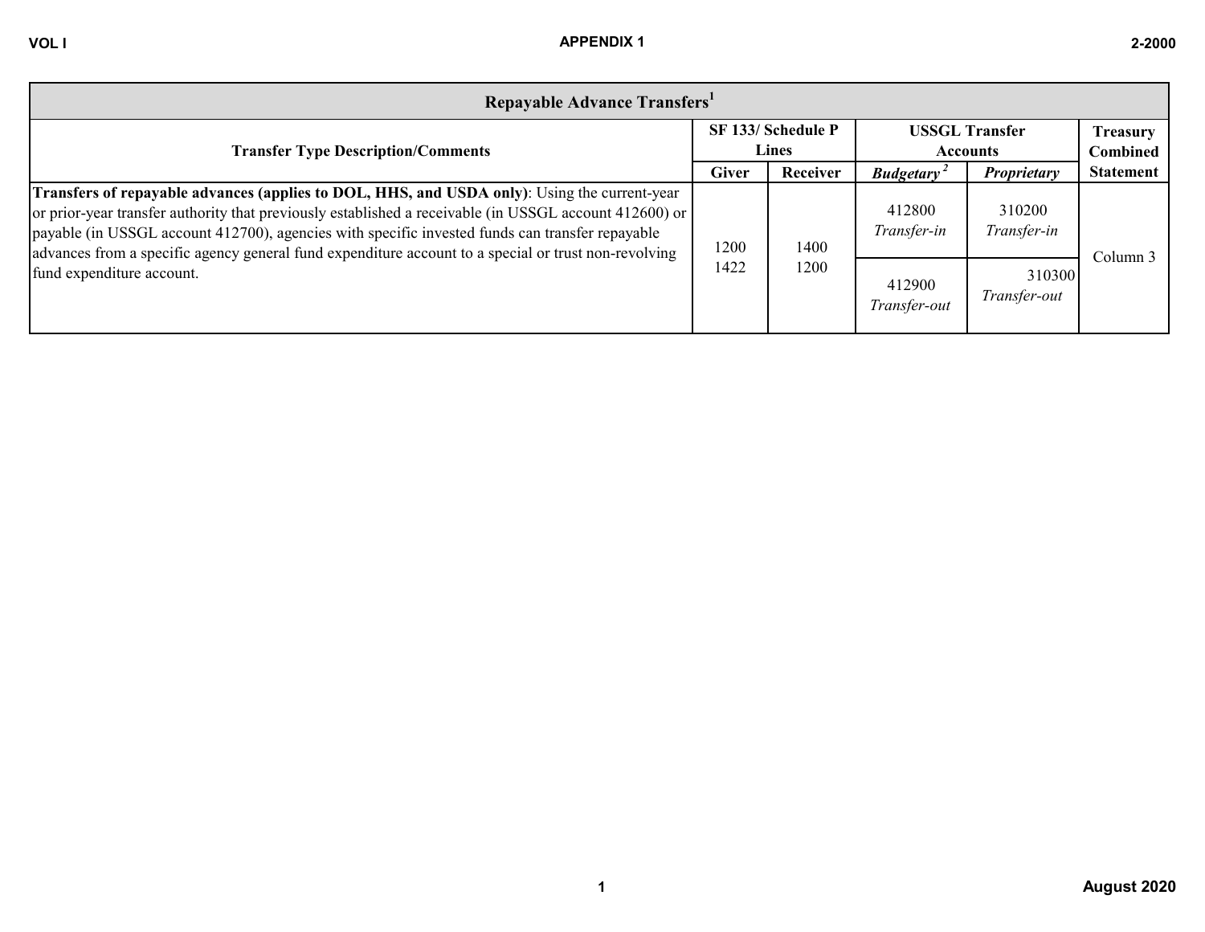| Repayable Advance Transfers[1] | | | | | |
|---|---|---|---|---|---|
| **Transfer Type Description/Comments** | **SF 133/ Schedule P Lines** | | **USSGL Transfer Accounts** | | **Treasury Combined Statement** |
| | **Giver** | **Receiver** | ***Budgetary*** [2] | ***Proprietary*** | |
| **Transfers of repayable advances (applies to DOL, HHS, and USDA only)**: Using the current-year or prior-year transfer authority that previously established a receivable (in USSGL account 412600) or payable (in USSGL account 412700), agencies with specific invested funds can transfer repayable advances from a specific agency general fund expenditure account to a special or trust non-revolving fund expenditure account. | 1200<br>1422 | 1400<br>1200 | 412800 *Transfer-in*<br>412900 *Transfer-out* | 310200 *Transfer-in*<br>310300 *Transfer-out* | Column 3 |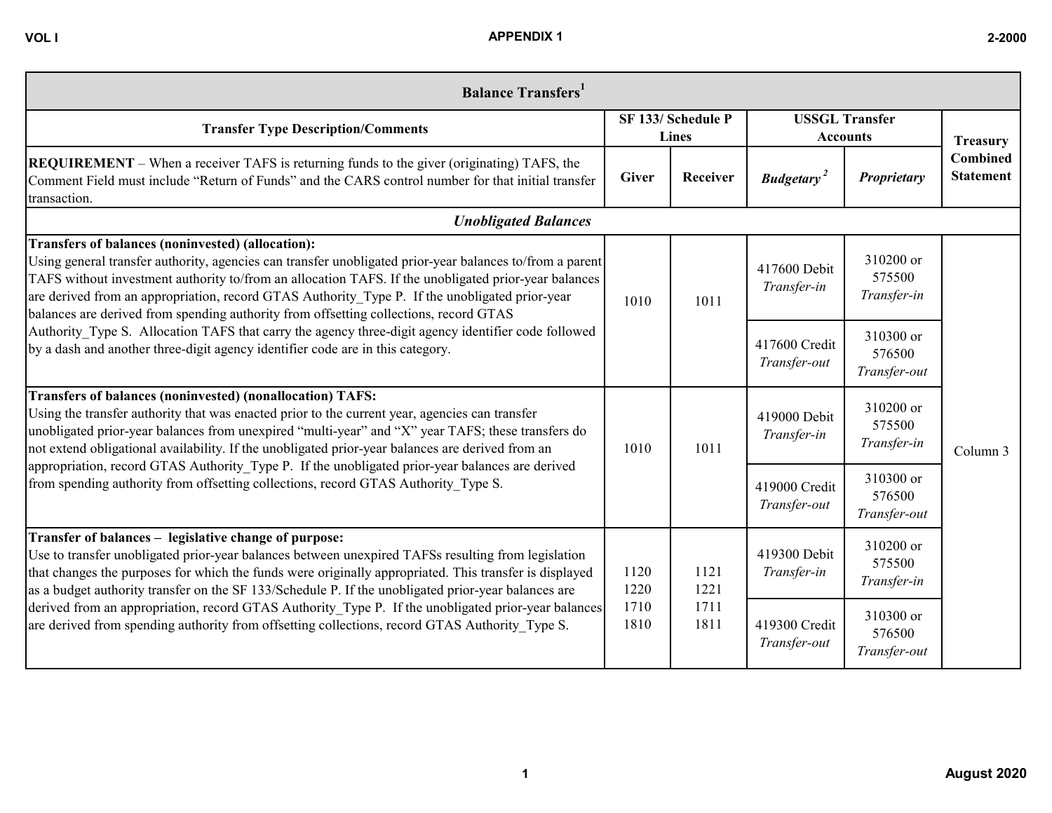| Balance Transfers[1] | | | | | |
|---|---|---|---|---|---|
| **Transfer Type Description/Comments** | **SF 133/ Schedule P Lines** | | **USSGL Transfer Accounts** | | **Treasury Combined Statement** |
| **REQUIREMENT** – When a receiver TAFS is returning funds to the giver (originating) TAFS, the Comment Field must include "Return of Funds" and the CARS control number for that initial transfer transaction. | **Giver** | **Receiver** | ***Budgetary*** [2] | ***Proprietary*** | |
| ***Unobligated Balances*** | | | | | |
| **Transfers of balances (noninvested) (allocation):** Using general transfer authority, agencies can transfer unobligated prior-year balances to/from a parent TAFS without investment authority to/from an allocation TAFS. If the unobligated prior-year balances are derived from an appropriation, record GTAS Authority_Type P. If the unobligated prior-year balances are derived from spending authority from offsetting collections, record GTAS Authority_Type S. Allocation TAFS that carry the agency three-digit agency identifier code followed by a dash and another three-digit agency identifier code are in this category. | 1010 | 1011 | 417600 Debit *Transfer-in* | 310200 or 575500 *Transfer-in* | Column 3 |
| | | | 417600 Credit *Transfer-out* | 310300 or 576500 *Transfer-out* | |
| **Transfers of balances (noninvested) (nonallocation) TAFS:** Using the transfer authority that was enacted prior to the current year, agencies can transfer unobligated prior-year balances from unexpired "multi-year" and "X" year TAFS; these transfers do not extend obligational availability. If the unobligated prior-year balances are derived from an appropriation, record GTAS Authority_Type P. If the unobligated prior-year balances are derived from spending authority from offsetting collections, record GTAS Authority_Type S. | 1010 | 1011 | 419000 Debit *Transfer-in* | 310200 or 575500 *Transfer-in* | |
| | | | 419000 Credit *Transfer-out* | 310300 or 576500 *Transfer-out* | |
| **Transfer of balances – legislative change of purpose:** Use to transfer unobligated prior-year balances between unexpired TAFSs resulting from legislation that changes the purposes for which the funds were originally appropriated. This transfer is displayed as a budget authority transfer on the SF 133/Schedule P. If the unobligated prior-year balances are derived from an appropriation, record GTAS Authority_Type P. If the unobligated prior-year balances are derived from spending authority from offsetting collections, record GTAS Authority_Type S. | 1120 1220 1710 1810 | 1121 1221 1711 1811 | 419300 Debit *Transfer-in* | 310200 or 575500 *Transfer-in* | |
| | | | 419300 Credit *Transfer-out* | 310300 or 576500 *Transfer-out* | |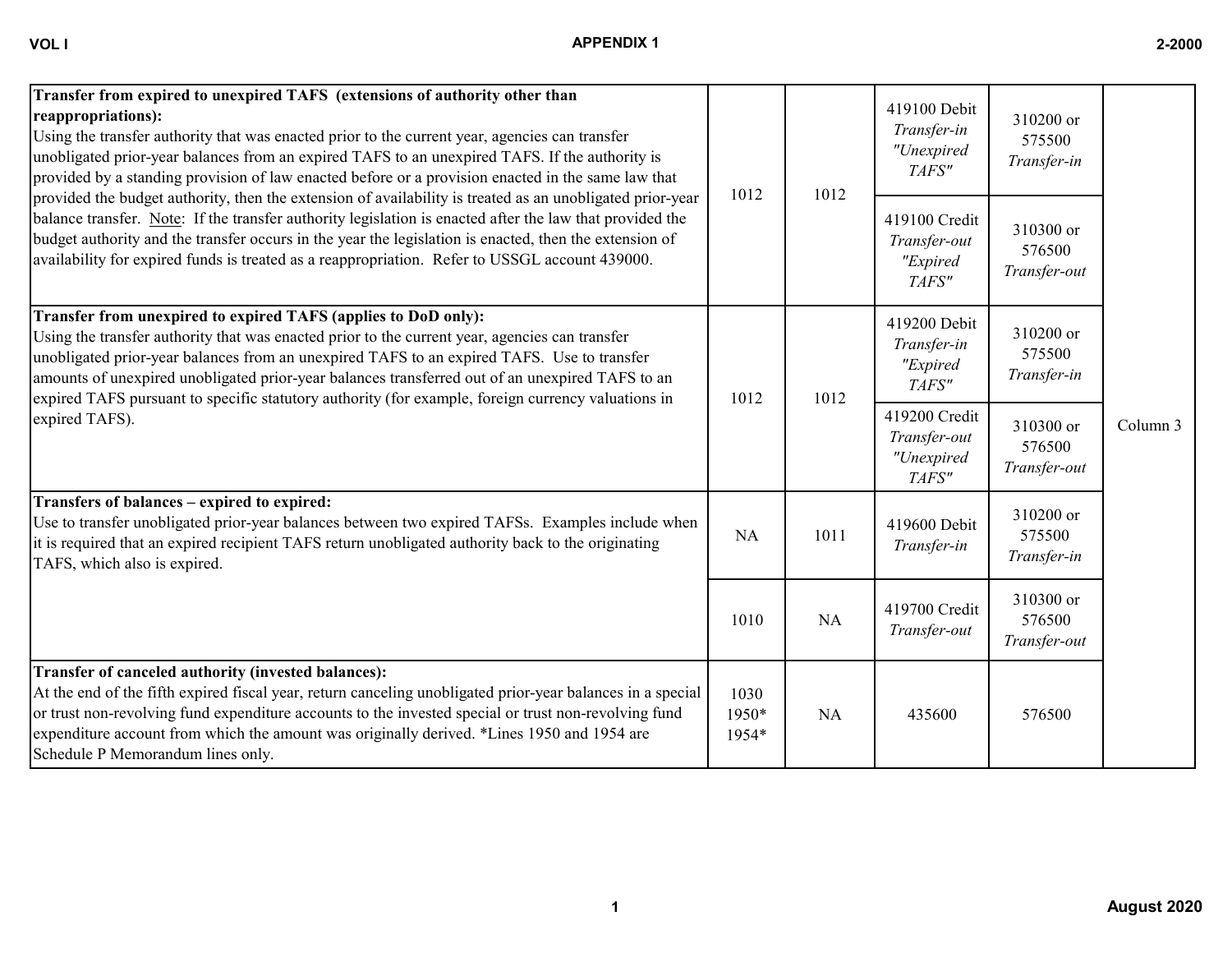| | | | | | |
|---|---|---|---|---|---|
| **Transfer from expired to unexpired TAFS (extensions of authority other than reappropriations):** Using the transfer authority that was enacted prior to the current year, agencies can transfer unobligated prior-year balances from an expired TAFS to an unexpired TAFS. If the authority is provided by a standing provision of law enacted before or a provision enacted in the same law that provided the budget authority, then the extension of availability is treated as an unobligated prior-year balance transfer. Note: If the transfer authority legislation is enacted after the law that provided the budget authority and the transfer occurs in the year the legislation is enacted, then the extension of availability for expired funds is treated as a reappropriation. Refer to USSGL account 439000. | 1012 | 1012 | 419100 Debit *Transfer-in "Unexpired TAFS"* | 310200 or 575500 *Transfer-in* | Column 3 |
| | | | 419100 Credit *Transfer-out "Expired TAFS"* | 310300 or 576500 *Transfer-out* | |
| **Transfer from unexpired to expired TAFS (applies to DoD only):** Using the transfer authority that was enacted prior to the current year, agencies can transfer unobligated prior-year balances from an unexpired TAFS to an expired TAFS. Use to transfer amounts of unexpired unobligated prior-year balances transferred out of an unexpired TAFS to an expired TAFS pursuant to specific statutory authority (for example, foreign currency valuations in expired TAFS). | 1012 | 1012 | 419200 Debit *Transfer-in "Expired TAFS"* | 310200 or 575500 *Transfer-in* | |
| | | | 419200 Credit *Transfer-out "Unexpired TAFS"* | 310300 or 576500 *Transfer-out* | |
| **Transfers of balances – expired to expired:** Use to transfer unobligated prior-year balances between two expired TAFSs. Examples include when it is required that an expired recipient TAFS return unobligated authority back to the originating TAFS, which also is expired. | NA | 1011 | 419600 Debit *Transfer-in* | 310200 or 575500 *Transfer-in* | |
| | 1010 | NA | 419700 Credit *Transfer-out* | 310300 or 576500 *Transfer-out* | |
| **Transfer of canceled authority (invested balances):** At the end of the fifth expired fiscal year, return canceling unobligated prior-year balances in a special or trust non-revolving fund expenditure accounts to the invested special or trust non-revolving fund expenditure account from which the amount was originally derived. *Lines 1950 and 1954 are Schedule P Memorandum lines only. | 1030 1950* 1954* | NA | 435600 | 576500 | |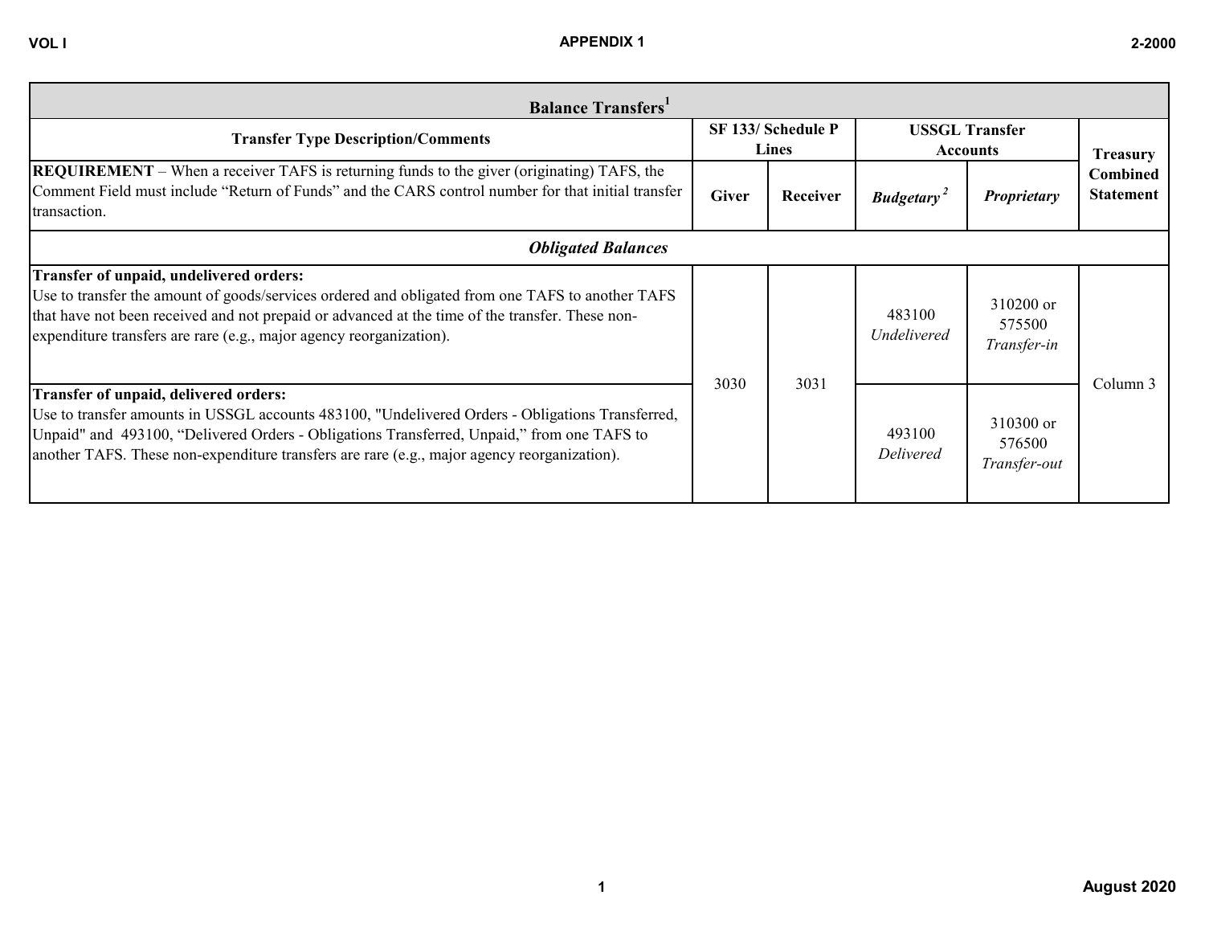| Balance Transfers[1] | | | | | |
|---|---|---|---|---|---|
| Transfer Type Description/Comments | SF 133/ Schedule P Lines | | USSGL Transfer Accounts | | Treasury Combined Statement |
| **REQUIREMENT** – When a receiver TAFS is returning funds to the giver (originating) TAFS, the Comment Field must include "Return of Funds" and the CARS control number for that initial transfer transaction. | Giver | Receiver | *Budgetary*[2] | *Proprietary* | |
| ***Obligated Balances*** | | | | | |
| **Transfer of unpaid, undelivered orders:** Use to transfer the amount of goods/services ordered and obligated from one TAFS to another TAFS that have not been received and not prepaid or advanced at the time of the transfer. These non-expenditure transfers are rare (e.g., major agency reorganization). | 3030 | 3031 | 483100 *Undelivered* | 310200 or 575500 *Transfer-in* | Column 3 |
| **Transfer of unpaid, delivered orders:** Use to transfer amounts in USSGL accounts 483100, "Undelivered Orders - Obligations Transferred, Unpaid" and 493100, "Delivered Orders - Obligations Transferred, Unpaid," from one TAFS to another TAFS. These non-expenditure transfers are rare (e.g., major agency reorganization). | | | 493100 *Delivered* | 310300 or 576500 *Transfer-out* | |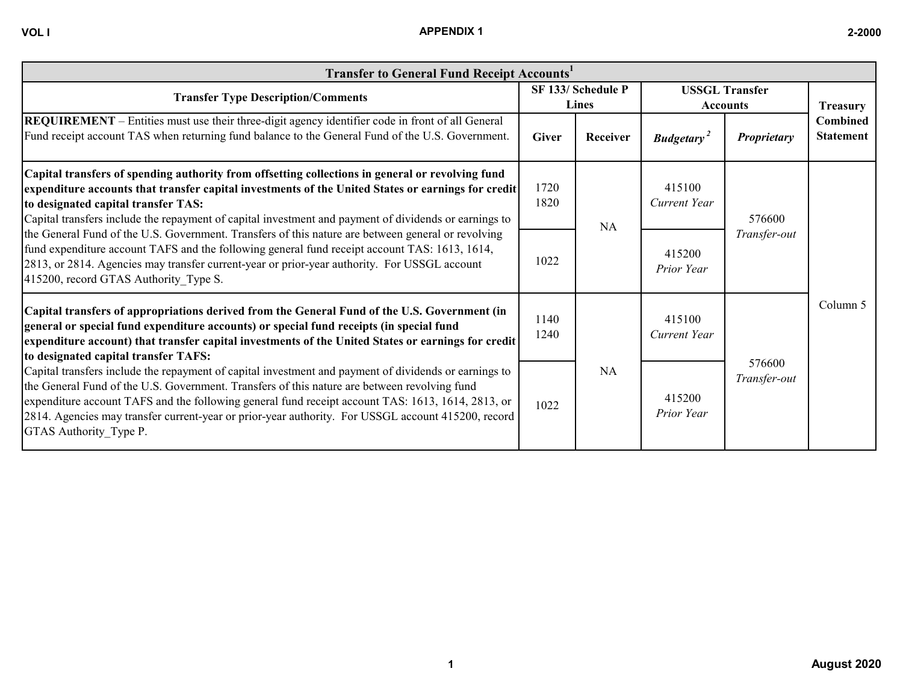| Transfer to General Fund Receipt Accounts[1] | | | | | |
|---|---|---|---|---|---|
| **Transfer Type Description/Comments** | **SF 133/ Schedule P Lines** | | **USSGL Transfer Accounts** | | **Treasury Combined Statement** |
| **REQUIREMENT** – Entities must use their three-digit agency identifier code in front of all General Fund receipt account TAS when returning fund balance to the General Fund of the U.S. Government. | **Giver** | **Receiver** | ***Budgetary*** [2] | ***Proprietary*** | |
| **Capital transfers of spending authority from offsetting collections in general or revolving fund expenditure accounts that transfer capital investments of the United States or earnings for credit to designated capital transfer TAS:** Capital transfers include the repayment of capital investment and payment of dividends or earnings to the General Fund of the U.S. Government. Transfers of this nature are between general or revolving fund expenditure account TAFS and the following general fund receipt account TAS: 1613, 1614, 2813, or 2814. Agencies may transfer current-year or prior-year authority. For USSGL account 415200, record GTAS Authority_Type S. | 1720<br>1820 | NA | 415100<br>*Current Year* | 576600<br>*Transfer-out* | Column 5 |
| | 1022 | | 415200<br>*Prior Year* | | |
| **Capital transfers of appropriations derived from the General Fund of the U.S. Government (in general or special fund expenditure accounts) or special fund receipts (in special fund expenditure account) that transfer capital investments of the United States or earnings for credit to designated capital transfer TAFS:** Capital transfers include the repayment of capital investment and payment of dividends or earnings to the General Fund of the U.S. Government. Transfers of this nature are between revolving fund expenditure account TAFS and the following general fund receipt account TAS: 1613, 1614, 2813, or 2814. Agencies may transfer current-year or prior-year authority. For USSGL account 415200, record GTAS Authority_Type P. | 1140<br>1240 | NA | 415100<br>*Current Year* | 576600<br>*Transfer-out* | |
| | 1022 | | 415200<br>*Prior Year* | | |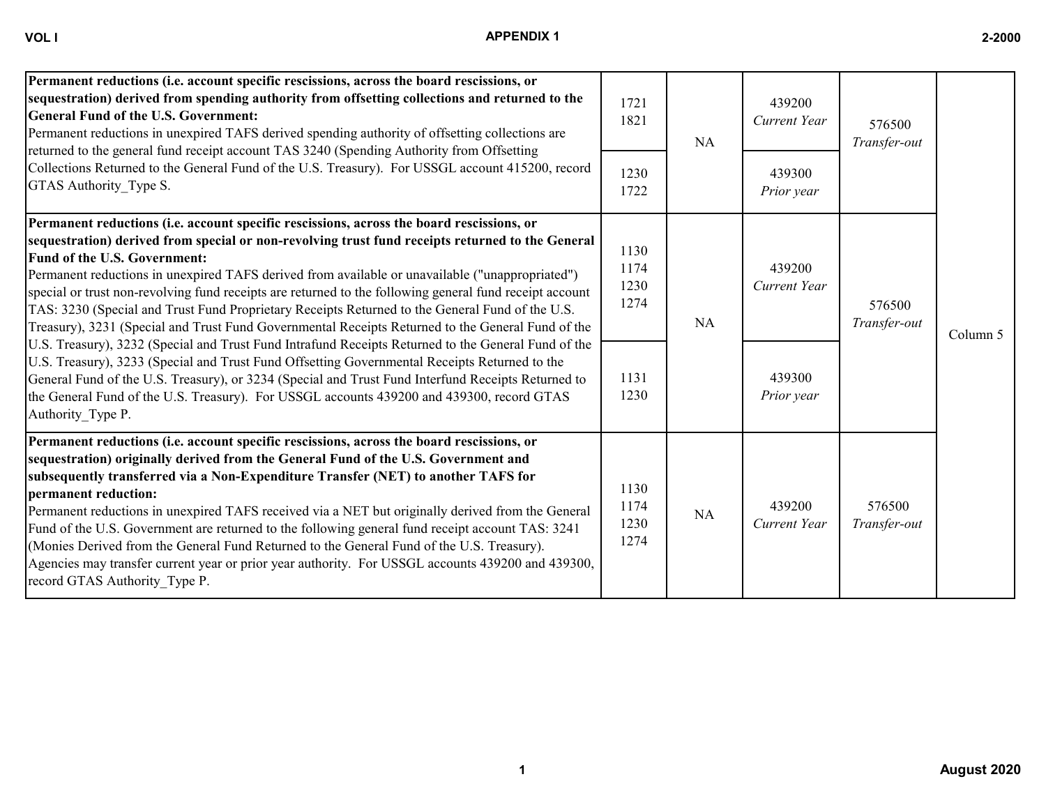| | | | | | |
|---|---|---|---|---|---|
| **Permanent reductions (i.e. account specific rescissions, across the board rescissions, or sequestration) derived from spending authority from offsetting collections and returned to the General Fund of the U.S. Government:**<br>Permanent reductions in unexpired TAFS derived spending authority of offsetting collections are returned to the general fund receipt account TAS 3240 (Spending Authority from Offsetting Collections Returned to the General Fund of the U.S. Treasury). For USSGL account 415200, record GTAS Authority_Type S. | 1721<br>1821 | NA | 439200<br>*Current Year* | 576500<br>*Transfer-out* | Column 5 |
| | 1230<br>1722 | | 439300<br>*Prior year* | | |
| **Permanent reductions (i.e. account specific rescissions, across the board rescissions, or sequestration) derived from special or non-revolving trust fund receipts returned to the General Fund of the U.S. Government:**<br>Permanent reductions in unexpired TAFS derived from available or unavailable ("unappropriated") special or trust non-revolving fund receipts are returned to the following general fund receipt account TAS: 3230 (Special and Trust Fund Proprietary Receipts Returned to the General Fund of the U.S. Treasury), 3231 (Special and Trust Fund Governmental Receipts Returned to the General Fund of the U.S. Treasury), 3232 (Special and Trust Fund Intrafund Receipts Returned to the General Fund of the U.S. Treasury), 3233 (Special and Trust Fund Offsetting Governmental Receipts Returned to the General Fund of the U.S. Treasury), or 3234 (Special and Trust Fund Interfund Receipts Returned to the General Fund of the U.S. Treasury). For USSGL accounts 439200 and 439300, record GTAS Authority_Type P. | 1130<br>1174<br>1230<br>1274 | NA | 439200<br>*Current Year* | 576500<br>*Transfer-out* | |
| | 1131<br>1230 | | 439300<br>*Prior year* | | |
| **Permanent reductions (i.e. account specific rescissions, across the board rescissions, or sequestration) originally derived from the General Fund of the U.S. Government and subsequently transferred via a Non-Expenditure Transfer (NET) to another TAFS for permanent reduction:**<br>Permanent reductions in unexpired TAFS received via a NET but originally derived from the General Fund of the U.S. Government are returned to the following general fund receipt account TAS: 3241 (Monies Derived from the General Fund Returned to the General Fund of the U.S. Treasury). Agencies may transfer current year or prior year authority. For USSGL accounts 439200 and 439300, record GTAS Authority_Type P. | 1130<br>1174<br>1230<br>1274 | NA | 439200<br>*Current Year* | 576500<br>*Transfer-out* | |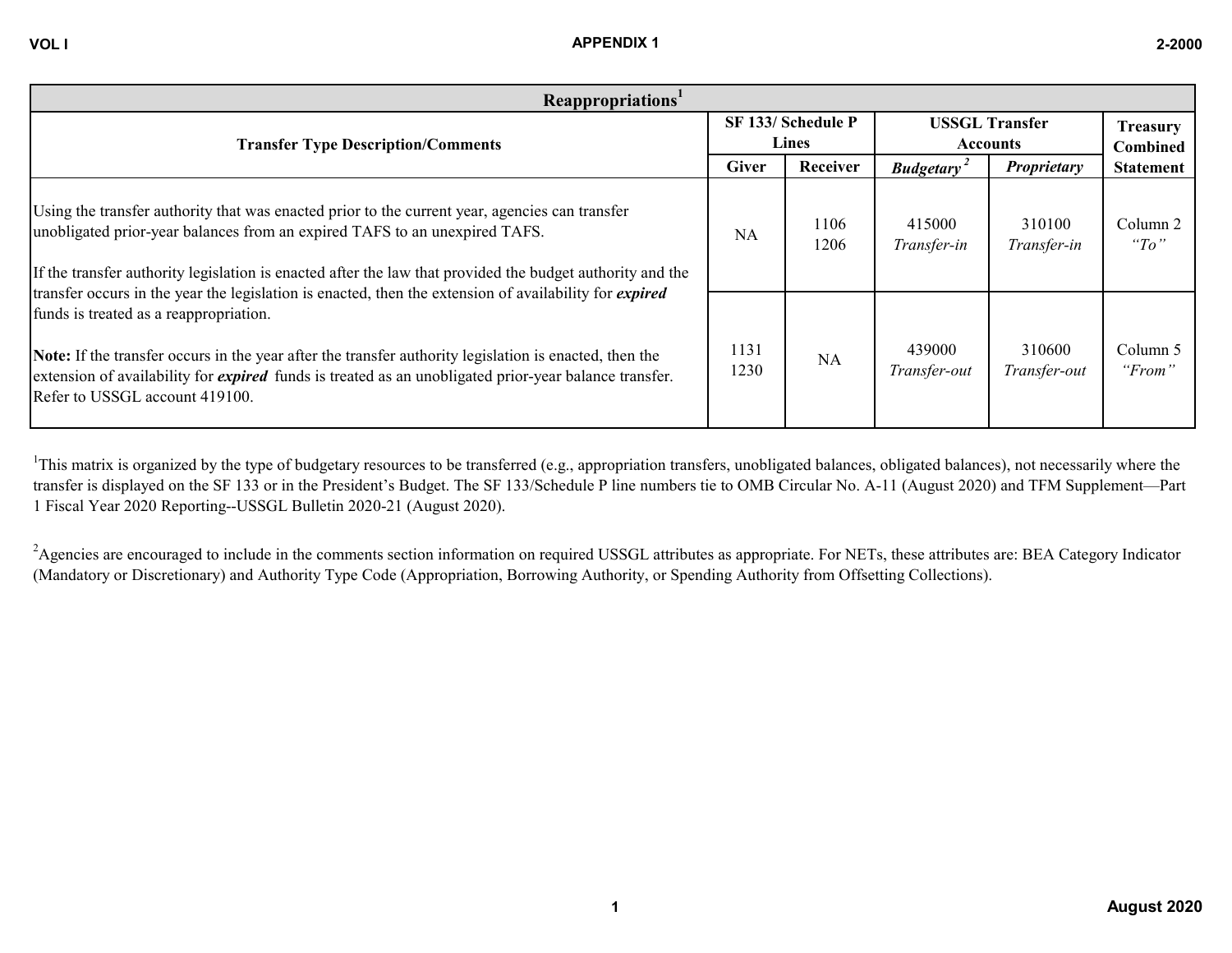| Reappropriations[1] | | | | | |
|---|---|---|---|---|---|
| **Transfer Type Description/Comments** | **SF 133/ Schedule P Lines** | | **USSGL Transfer Accounts** | | **Treasury Combined Statement** |
| | **Giver** | **Receiver** | ***Budgetary*** [2] | ***Proprietary*** | |
| Using the transfer authority that was enacted prior to the current year, agencies can transfer unobligated prior-year balances from an expired TAFS to an unexpired TAFS.<br><br>If the transfer authority legislation is enacted after the law that provided the budget authority and the transfer occurs in the year the legislation is enacted, then the extension of availability for ***expired*** funds is treated as a reappropriation.<br><br>**Note:** If the transfer occurs in the year after the transfer authority legislation is enacted, then the extension of availability for ***expired*** funds is treated as an unobligated prior-year balance transfer. Refer to USSGL account 419100. | NA | 1106<br>1206 | 415000<br>*Transfer-in* | 310100<br>*Transfer-in* | Column 2<br>*"To"* |
| | 1131<br>1230 | NA | 439000<br>*Transfer-out* | 310600<br>*Transfer-out* | Column 5<br>*"From"* |

[1]This matrix is organized by the type of budgetary resources to be transferred (e.g., appropriation transfers, unobligated balances, obligated balances), not necessarily where the transfer is displayed on the SF 133 or in the President's Budget. The SF 133/Schedule P line numbers tie to OMB Circular No. A-11 (August 2020) and TFM Supplement—Part 1 Fiscal Year 2020 Reporting--USSGL Bulletin 2020-21 (August 2020).

[2]Agencies are encouraged to include in the comments section information on required USSGL attributes as appropriate. For NETs, these attributes are: BEA Category Indicator (Mandatory or Discretionary) and Authority Type Code (Appropriation, Borrowing Authority, or Spending Authority from Offsetting Collections).